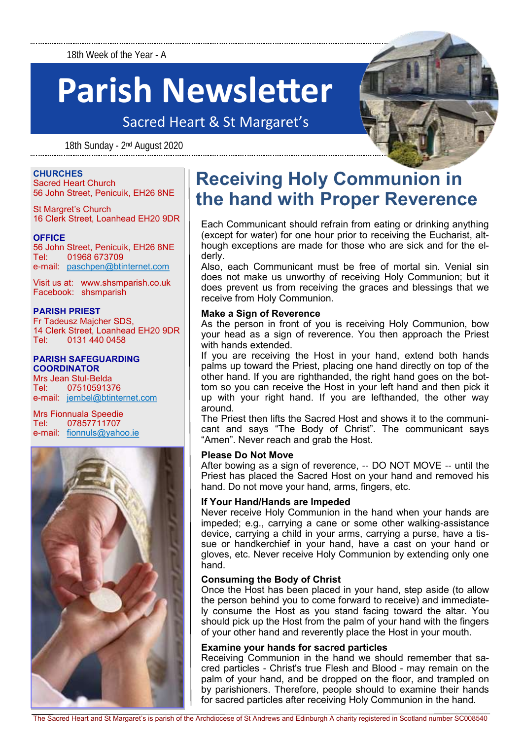18th Week of the Year - A

# Parish Newsletter

Sacred Heart & St Margaret's

18th Sunday - 2nd August 2020

**CHURCHES**
Sacred Heart Church
56 John Street, Penicuik, EH26 8NE

St Margret's Church
16 Clerk Street, Loanhead EH20 9DR

**OFFICE**
56 John Street, Penicuik, EH26 8NE
Tel: 01968 673709
e-mail: paschpen@btinternet.com

Visit us at: www.shsmparish.co.uk
Facebook: shsmparish

**PARISH PRIEST**
Fr Tadeusz Majcher SDS,
14 Clerk Street, Loanhead EH20 9DR
Tel: 0131 440 0458

**PARISH SAFEGUARDING COORDINATOR**
Mrs Jean Stul-Belda
Tel: 07510591376
e-mail: jembel@btinternet.com

Mrs Fionnuala Speedie
Tel: 07857711707
e-mail: fionnuls@yahoo.ie

## Receiving Holy Communion in the hand with Proper Reverence

Each Communicant should refrain from eating or drinking anything (except for water) for one hour prior to receiving the Eucharist, although exceptions are made for those who are sick and for the elderly.
Also, each Communicant must be free of mortal sin. Venial sin does not make us unworthy of receiving Holy Communion; but it does prevent us from receiving the graces and blessings that we receive from Holy Communion.

**Make a Sign of Reverence**
As the person in front of you is receiving Holy Communion, bow your head as a sign of reverence. You then approach the Priest with hands extended.
If you are receiving the Host in your hand, extend both hands palms up toward the Priest, placing one hand directly on top of the other hand. If you are righthanded, the right hand goes on the bottom so you can receive the Host in your left hand and then pick it up with your right hand. If you are lefthanded, the other way around.
The Priest then lifts the Sacred Host and shows it to the communicant and says "The Body of Christ". The communicant says "Amen". Never reach and grab the Host.

**Please Do Not Move**
After bowing as a sign of reverence, -- DO NOT MOVE -- until the Priest has placed the Sacred Host on your hand and removed his hand. Do not move your hand, arms, fingers, etc.

**If Your Hand/Hands are Impeded**
Never receive Holy Communion in the hand when your hands are impeded; e.g., carrying a cane or some other walking-assistance device, carrying a child in your arms, carrying a purse, have a tissue or handkerchief in your hand, have a cast on your hand or gloves, etc. Never receive Holy Communion by extending only one hand.

**Consuming the Body of Christ**
Once the Host has been placed in your hand, step aside (to allow the person behind you to come forward to receive) and immediately consume the Host as you stand facing toward the altar. You should pick up the Host from the palm of your hand with the fingers of your other hand and reverently place the Host in your mouth.

**Examine your hands for sacred particles**
Receiving Communion in the hand we should remember that sacred particles - Christ's true Flesh and Blood - may remain on the palm of your hand, and be dropped on the floor, and trampled on by parishioners. Therefore, people should to examine their hands for sacred particles after receiving Holy Communion in the hand.

The Sacred Heart and St Margaret's is parish of the Archdiocese of St Andrews and Edinburgh A charity registered in Scotland number SC008540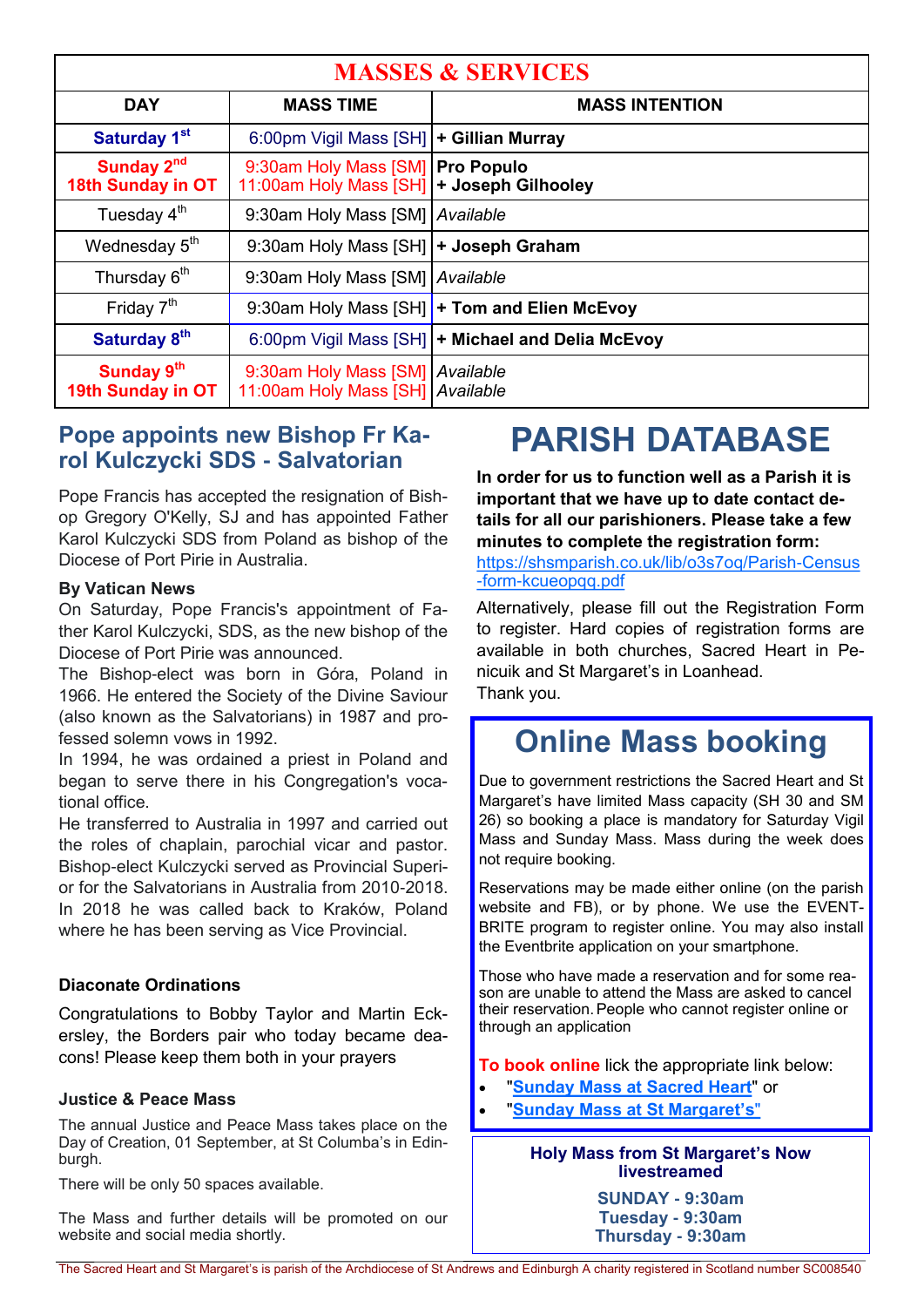## MASSES & SERVICES

| DAY | MASS TIME | MASS INTENTION |
|---|---|---|
| **Saturday 1st** | 6:00pm Vigil Mass [SH] | **+ Gillian Murray** |
| **Sunday 2nd 18th Sunday in OT** | 9:30am Holy Mass [SM]<br>11:00am Holy Mass [SH] | **Pro Populo**<br>**+ Joseph Gilhooley** |
| Tuesday 4th | 9:30am Holy Mass [SM] | *Available* |
| Wednesday 5th | 9:30am Holy Mass [SH] | **+ Joseph Graham** |
| Thursday 6th | 9:30am Holy Mass [SM] | *Available* |
| Friday 7th | 9:30am Holy Mass [SH] | **+ Tom and Elien McEvoy** |
| **Saturday 8th** | 6:00pm Vigil Mass [SH] | **+ Michael and Delia McEvoy** |
| **Sunday 9th 19th Sunday in OT** | 9:30am Holy Mass [SM]<br>11:00am Holy Mass [SH] | *Available*<br>*Available* |

## Pope appoints new Bishop Fr Karol Kulczycki SDS - Salvatorian

Pope Francis has accepted the resignation of Bishop Gregory O'Kelly, SJ and has appointed Father Karol Kulczycki SDS from Poland as bishop of the Diocese of Port Pirie in Australia.

**By Vatican News**

On Saturday, Pope Francis's appointment of Father Karol Kulczycki, SDS, as the new bishop of the Diocese of Port Pirie was announced.

The Bishop-elect was born in Góra, Poland in 1966. He entered the Society of the Divine Saviour (also known as the Salvatorians) in 1987 and professed solemn vows in 1992.

In 1994, he was ordained a priest in Poland and began to serve there in his Congregation's vocational office.

He transferred to Australia in 1997 and carried out the roles of chaplain, parochial vicar and pastor. Bishop-elect Kulczycki served as Provincial Superior for the Salvatorians in Australia from 2010-2018. In 2018 he was called back to Kraków, Poland where he has been serving as Vice Provincial.

### Diaconate Ordinations

Congratulations to Bobby Taylor and Martin Eckersley, the Borders pair who today became deacons! Please keep them both in your prayers

### Justice & Peace Mass

The annual Justice and Peace Mass takes place on the Day of Creation, 01 September, at St Columba's in Edinburgh.

There will be only 50 spaces available.

The Mass and further details will be promoted on our website and social media shortly.

# PARISH DATABASE

**In order for us to function well as a Parish it is important that we have up to date contact details for all our parishioners. Please take a few minutes to complete the registration form:**
https://shsmparish.co.uk/lib/o3s7oq/Parish-Census-form-kcueopqq.pdf

Alternatively, please fill out the Registration Form to register. Hard copies of registration forms are available in both churches, Sacred Heart in Penicuik and St Margaret's in Loanhead.
Thank you.

# Online Mass booking

Due to government restrictions the Sacred Heart and St Margaret's have limited Mass capacity (SH 30 and SM 26) so booking a place is mandatory for Saturday Vigil Mass and Sunday Mass. Mass during the week does not require booking.

Reservations may be made either online (on the parish website and FB), or by phone. We use the EVENTBRITE program to register online. You may also install the Eventbrite application on your smartphone.

Those who have made a reservation and for some reason are unable to attend the Mass are asked to cancel their reservation. People who cannot register online or through an application

**To book online** lick the appropriate link below:

- "**Sunday Mass at Sacred Heart**" or
- "**Sunday Mass at St Margaret's**"

**Holy Mass from St Margaret's Now livestreamed**

**SUNDAY - 9:30am**
**Tuesday - 9:30am**
**Thursday - 9:30am**

The Sacred Heart and St Margaret's is parish of the Archdiocese of St Andrews and Edinburgh A charity registered in Scotland number SC008540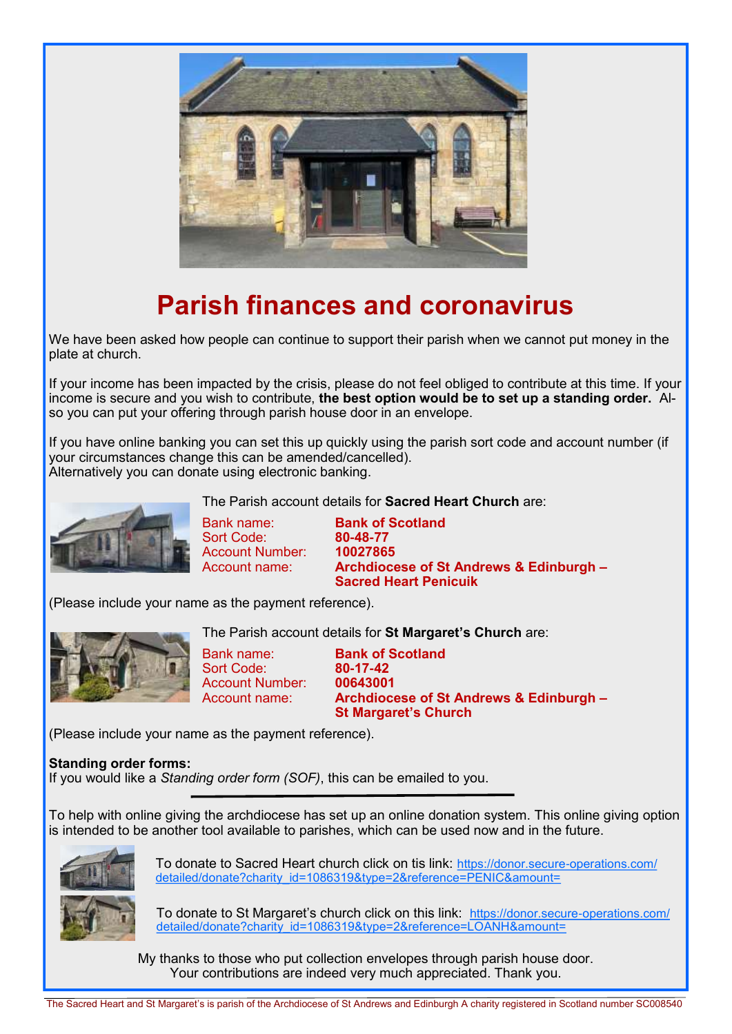# Parish finances and coronavirus

We have been asked how people can continue to support their parish when we cannot put money in the plate at church.

If your income has been impacted by the crisis, please do not feel obliged to contribute at this time. If your income is secure and you wish to contribute, **the best option would be to set up a standing order.** Also you can put your offering through parish house door in an envelope.

If you have online banking you can set this up quickly using the parish sort code and account number (if your circumstances change this can be amended/cancelled).
Alternatively you can donate using electronic banking.

The Parish account details for **Sacred Heart Church** are:

| | |
|---|---|
| Bank name: | **Bank of Scotland** |
| Sort Code: | **80-48-77** |
| Account Number: | **10027865** |
| Account name: | **Archdiocese of St Andrews & Edinburgh – Sacred Heart Penicuik** |

(Please include your name as the payment reference).

The Parish account details for **St Margaret's Church** are:

| | |
|---|---|
| Bank name: | **Bank of Scotland** |
| Sort Code: | **80-17-42** |
| Account Number: | **00643001** |
| Account name: | **Archdiocese of St Andrews & Edinburgh – St Margaret's Church** |

(Please include your name as the payment reference).

**Standing order forms:**
If you would like a *Standing order form (SOF)*, this can be emailed to you.

---

To help with online giving the archdiocese has set up an online donation system. This online giving option is intended to be another tool available to parishes, which can be used now and in the future.

To donate to Sacred Heart church click on tis link: https://donor.secure-operations.com/detailed/donate?charity_id=1086319&type=2&reference=PENIC&amount=

To donate to St Margaret's church click on this link: https://donor.secure-operations.com/detailed/donate?charity_id=1086319&type=2&reference=LOANH&amount=

My thanks to those who put collection envelopes through parish house door.
Your contributions are indeed very much appreciated. Thank you.

The Sacred Heart and St Margaret's is parish of the Archdiocese of St Andrews and Edinburgh A charity registered in Scotland number SC008540